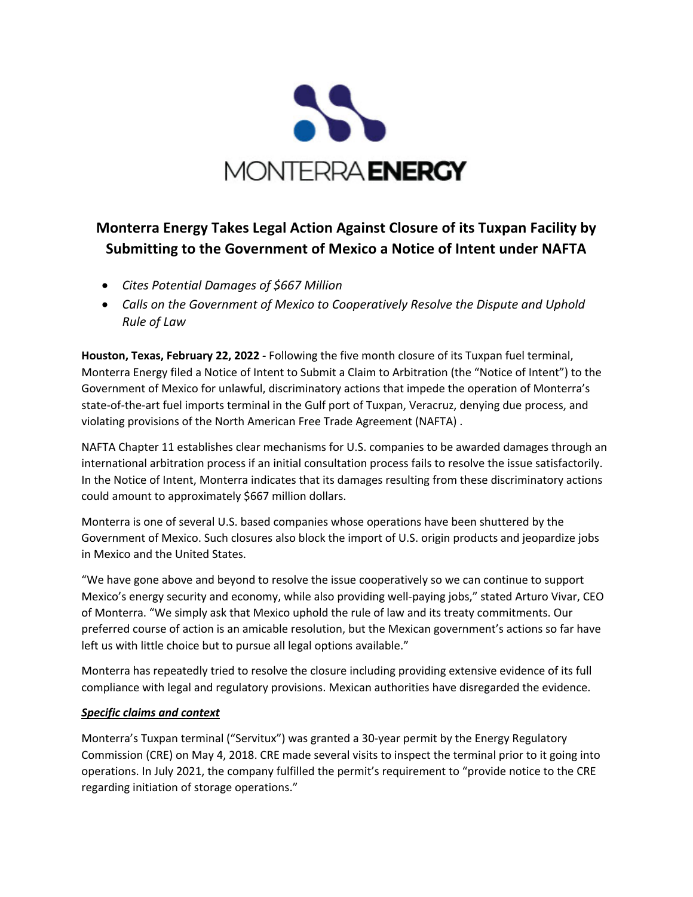MONTERRA ENERGY

# Monterra Energy Takes Legal Action Against Closure of its Tuxpan Facility by Submitting to the Government of Mexico a Notice of Intent under NAFTA

- *Cites Potential Damages of $667 Million*
- *Calls on the Government of Mexico to Cooperatively Resolve the Dispute and Uphold Rule of Law*

**Houston, Texas, February 22, 2022 -** Following the five month closure of its Tuxpan fuel terminal, Monterra Energy filed a Notice of Intent to Submit a Claim to Arbitration (the "Notice of Intent") to the Government of Mexico for unlawful, discriminatory actions that impede the operation of Monterra's state-of-the-art fuel imports terminal in the Gulf port of Tuxpan, Veracruz, denying due process, and violating provisions of the North American Free Trade Agreement (NAFTA) .

NAFTA Chapter 11 establishes clear mechanisms for U.S. companies to be awarded damages through an international arbitration process if an initial consultation process fails to resolve the issue satisfactorily. In the Notice of Intent, Monterra indicates that its damages resulting from these discriminatory actions could amount to approximately $667 million dollars.

Monterra is one of several U.S. based companies whose operations have been shuttered by the Government of Mexico. Such closures also block the import of U.S. origin products and jeopardize jobs in Mexico and the United States.

"We have gone above and beyond to resolve the issue cooperatively so we can continue to support Mexico's energy security and economy, while also providing well-paying jobs," stated Arturo Vivar, CEO of Monterra. "We simply ask that Mexico uphold the rule of law and its treaty commitments. Our preferred course of action is an amicable resolution, but the Mexican government's actions so far have left us with little choice but to pursue all legal options available."

Monterra has repeatedly tried to resolve the closure including providing extensive evidence of its full compliance with legal and regulatory provisions. Mexican authorities have disregarded the evidence.

***Specific claims and context***

Monterra's Tuxpan terminal ("Servitux") was granted a 30-year permit by the Energy Regulatory Commission (CRE) on May 4, 2018. CRE made several visits to inspect the terminal prior to it going into operations. In July 2021, the company fulfilled the permit's requirement to "provide notice to the CRE regarding initiation of storage operations."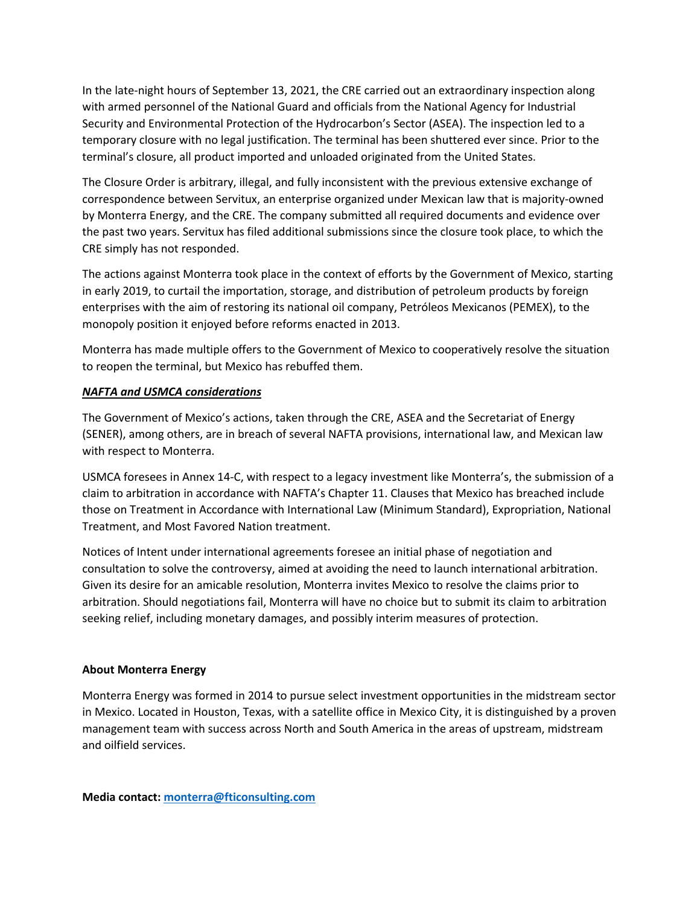In the late-night hours of September 13, 2021, the CRE carried out an extraordinary inspection along with armed personnel of the National Guard and officials from the National Agency for Industrial Security and Environmental Protection of the Hydrocarbon's Sector (ASEA). The inspection led to a temporary closure with no legal justification. The terminal has been shuttered ever since. Prior to the terminal's closure, all product imported and unloaded originated from the United States.

The Closure Order is arbitrary, illegal, and fully inconsistent with the previous extensive exchange of correspondence between Servitux, an enterprise organized under Mexican law that is majority-owned by Monterra Energy, and the CRE. The company submitted all required documents and evidence over the past two years. Servitux has filed additional submissions since the closure took place, to which the CRE simply has not responded.

The actions against Monterra took place in the context of efforts by the Government of Mexico, starting in early 2019, to curtail the importation, storage, and distribution of petroleum products by foreign enterprises with the aim of restoring its national oil company, Petróleos Mexicanos (PEMEX), to the monopoly position it enjoyed before reforms enacted in 2013.

Monterra has made multiple offers to the Government of Mexico to cooperatively resolve the situation to reopen the terminal, but Mexico has rebuffed them.

***NAFTA and USMCA considerations***

The Government of Mexico's actions, taken through the CRE, ASEA and the Secretariat of Energy (SENER), among others, are in breach of several NAFTA provisions, international law, and Mexican law with respect to Monterra.

USMCA foresees in Annex 14-C, with respect to a legacy investment like Monterra's, the submission of a claim to arbitration in accordance with NAFTA's Chapter 11. Clauses that Mexico has breached include those on Treatment in Accordance with International Law (Minimum Standard), Expropriation, National Treatment, and Most Favored Nation treatment.

Notices of Intent under international agreements foresee an initial phase of negotiation and consultation to solve the controversy, aimed at avoiding the need to launch international arbitration. Given its desire for an amicable resolution, Monterra invites Mexico to resolve the claims prior to arbitration. Should negotiations fail, Monterra will have no choice but to submit its claim to arbitration seeking relief, including monetary damages, and possibly interim measures of protection.

**About Monterra Energy**

Monterra Energy was formed in 2014 to pursue select investment opportunities in the midstream sector in Mexico. Located in Houston, Texas, with a satellite office in Mexico City, it is distinguished by a proven management team with success across North and South America in the areas of upstream, midstream and oilfield services.

**Media contact: monterra@fticonsulting.com**